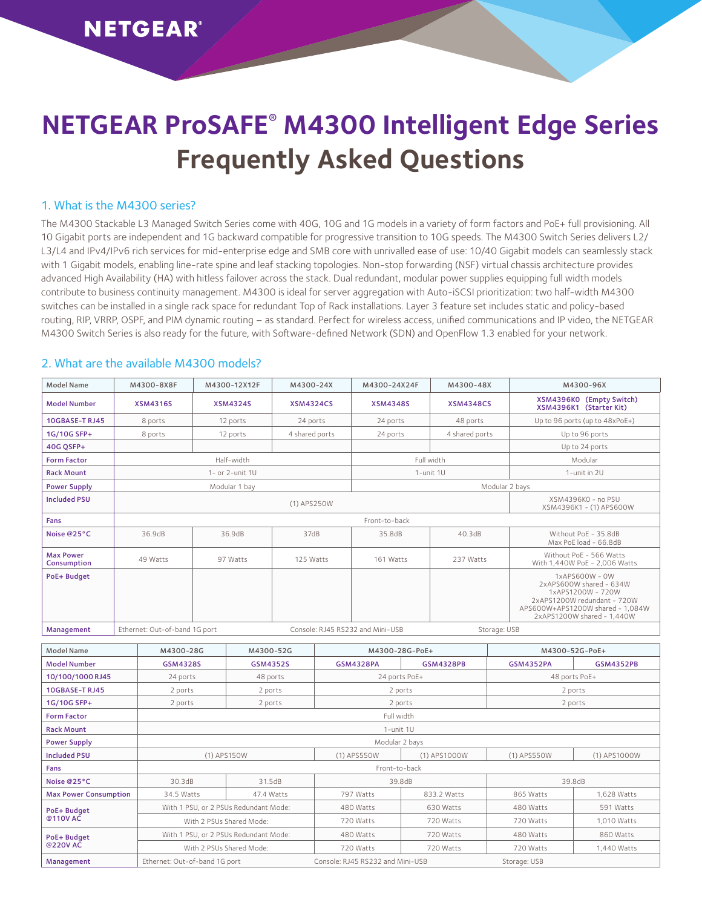# NETGEAR ProSAFE® M4300 Intelligent Edge Series Frequently Asked Questions

## 1. What is the M4300 series?

The M4300 Stackable L3 Managed Switch Series come with 40G, 10G and 1G models in a variety of form factors and PoE+ full provisioning. All 10 Gigabit ports are independent and 1G backward compatible for progressive transition to 10G speeds. The M4300 Switch Series delivers L2/L3/L4 and IPv4/IPv6 rich services for mid-enterprise edge and SMB core with unrivalled ease of use: 10/40 Gigabit models can seamlessly stack with 1 Gigabit models, enabling line-rate spine and leaf stacking topologies. Non-stop forwarding (NSF) virtual chassis architecture provides advanced High Availability (HA) with hitless failover across the stack. Dual redundant, modular power supplies equipping full width models contribute to business continuity management. M4300 is ideal for server aggregation with Auto-iSCSI prioritization: two half-width M4300 switches can be installed in a single rack space for redundant Top of Rack installations. Layer 3 feature set includes static and policy-based routing, RIP, VRRP, OSPF, and PIM dynamic routing – as standard. Perfect for wireless access, unified communications and IP video, the NETGEAR M4300 Switch Series is also ready for the future, with Software-defined Network (SDN) and OpenFlow 1.3 enabled for your network.

## 2. What are the available M4300 models?

| Model Name | M4300-8X8F | M4300-12X12F | M4300-24X | M4300-24X24F | M4300-48X | M4300-96X |
|---|---|---|---|---|---|---|
| **Model Number** | **XSM4316S** | **XSM4324S** | **XSM4324CS** | **XSM4348S** | **XSM4348CS** | **XSM4396K0 (Empty Switch)** **XSM4396K1 (Starter Kit)** |
| **10GBASE-T RJ45** | 8 ports | 12 ports | 24 ports | 24 ports | 48 ports | Up to 96 ports (up to 48xPoE+) |
| **1G/10G SFP+** | 8 ports | 12 ports | 4 shared ports | 24 ports | 4 shared ports | Up to 96 ports |
| **40G QSFP+** | | | | | | Up to 24 ports |
| **Form Factor** | Half-width | | | Full width | | Modular |
| **Rack Mount** | 1- or 2-unit 1U | | | 1-unit 1U | | 1-unit in 2U |
| **Power Supply** | Modular 1 bay | | | Modular 2 bays | | |
| **Included PSU** | (1) APS250W | | | | | XSM4396K0 - no PSU XSM4396K1 - (1) APS600W |
| **Fans** | Front-to-back | | | | | |
| **Noise @25°C** | 36.9dB | 36.9dB | 37dB | 35.8dB | 40.3dB | Without PoE - 35.8dB Max PoE load - 66.8dB |
| **Max Power Consumption** | 49 Watts | 97 Watts | 125 Watts | 161 Watts | 237 Watts | Without PoE - 566 Watts With 1,440W PoE - 2,006 Watts |
| **PoE+ Budget** | | | | | | 1xAPS600W - 0W 2xAPS600W shared - 634W 1xAPS1200W - 720W 2xAPS1200W redundant - 720W APS600W+APS1200W shared - 1,084W 2xAPS1200W shared - 1,440W |
| **Management** | Ethernet: Out-of-band 1G port | | Console: RJ45 RS232 and Mini-USB | | Storage: USB | |

| Model Name | M4300-28G | M4300-52G | M4300-28G-PoE+ | | M4300-52G-PoE+ | |
|---|---|---|---|---|---|---|
| **Model Number** | **GSM4328S** | **GSM4352S** | **GSM4328PA** | **GSM4328PB** | **GSM4352PA** | **GSM4352PB** |
| **10/100/1000 RJ45** | 24 ports | 48 ports | 24 ports PoE+ | | 48 ports PoE+ | |
| **10GBASE-T RJ45** | 2 ports | 2 ports | 2 ports | | 2 ports | |
| **1G/10G SFP+** | 2 ports | 2 ports | 2 ports | | 2 ports | |
| **Form Factor** | Full width | | | | | |
| **Rack Mount** | 1-unit 1U | | | | | |
| **Power Supply** | Modular 2 bays | | | | | |
| **Included PSU** | (1) APS150W | | (1) APS550W | (1) APS1000W | (1) APS550W | (1) APS1000W |
| **Fans** | Front-to-back | | | | | |
| **Noise @25°C** | 30.3dB | 31.5dB | 39.8dB | | 39.8dB | |
| **Max Power Consumption** | 34.5 Watts | 47.4 Watts | 797 Watts | 833.2 Watts | 865 Watts | 1,628 Watts |
| **PoE+ Budget @110V AC** | With 1 PSU, or 2 PSUs Redundant Mode: | | 480 Watts | 630 Watts | 480 Watts | 591 Watts |
| | With 2 PSUs Shared Mode: | | 720 Watts | 720 Watts | 720 Watts | 1,010 Watts |
| **PoE+ Budget @220V AC** | With 1 PSU, or 2 PSUs Redundant Mode: | | 480 Watts | 720 Watts | 480 Watts | 860 Watts |
| | With 2 PSUs Shared Mode: | | 720 Watts | 720 Watts | 720 Watts | 1,440 Watts |
| **Management** | Ethernet: Out-of-band 1G port | | Console: RJ45 RS232 and Mini-USB | | Storage: USB | |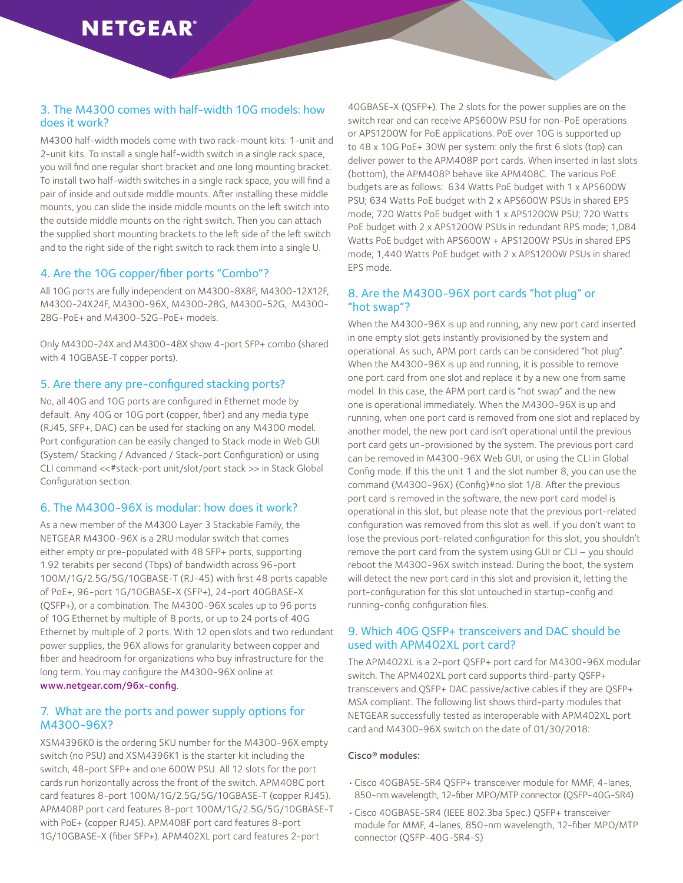## 3. The M4300 comes with half-width 10G models: how does it work?

M4300 half-width models come with two rack-mount kits: 1-unit and 2-unit kits. To install a single half-width switch in a single rack space, you will find one regular short bracket and one long mounting bracket. To install two half-width switches in a single rack space, you will find a pair of inside and outside middle mounts. After installing these middle mounts, you can slide the inside middle mounts on the left switch into the outside middle mounts on the right switch. Then you can attach the supplied short mounting brackets to the left side of the left switch and to the right side of the right switch to rack them into a single U.

## 4. Are the 10G copper/fiber ports "Combo"?

All 10G ports are fully independent on M4300-8X8F, M4300-12X12F, M4300-24X24F, M4300-96X, M4300-28G, M4300-52G, M4300-28G-PoE+ and M4300-52G-PoE+ models.

Only M4300-24X and M4300-48X show 4-port SFP+ combo (shared with 4 10GBASE-T copper ports).

## 5. Are there any pre-configured stacking ports?

No, all 40G and 10G ports are configured in Ethernet mode by default. Any 40G or 10G port (copper, fiber) and any media type (RJ45, SFP+, DAC) can be used for stacking on any M4300 model. Port configuration can be easily changed to Stack mode in Web GUI (System/ Stacking / Advanced / Stack-port Configuration) or using CLI command <<#stack-port unit/slot/port stack >> in Stack Global Configuration section.

## 6. The M4300-96X is modular: how does it work?

As a new member of the M4300 Layer 3 Stackable Family, the NETGEAR M4300-96X is a 2RU modular switch that comes either empty or pre-populated with 48 SFP+ ports, supporting 1.92 terabits per second (Tbps) of bandwidth across 96-port 100M/1G/2.5G/5G/10GBASE-T (RJ-45) with first 48 ports capable of PoE+, 96-port 1G/10GBASE-X (SFP+), 24-port 40GBASE-X (QSFP+), or a combination. The M4300-96X scales up to 96 ports of 10G Ethernet by multiple of 8 ports, or up to 24 ports of 40G Ethernet by multiple of 2 ports. With 12 open slots and two redundant power supplies, the 96X allows for granularity between copper and fiber and headroom for organizations who buy infrastructure for the long term. You may configure the M4300-96X online at www.netgear.com/96x-config.

## 7. What are the ports and power supply options for M4300-96X?

XSM4396K0 is the ordering SKU number for the M4300-96X empty switch (no PSU) and XSM4396K1 is the starter kit including the switch, 48-port SFP+ and one 600W PSU. All 12 slots for the port cards run horizontally across the front of the switch. APM408C port card features 8-port 100M/1G/2.5G/5G/10GBASE-T (copper RJ45). APM408P port card features 8-port 100M/1G/2.5G/5G/10GBASE-T with PoE+ (copper RJ45). APM408F port card features 8-port 1G/10GBASE-X (fiber SFP+). APM402XL port card features 2-port 40GBASE-X (QSFP+). The 2 slots for the power supplies are on the switch rear and can receive APS600W PSU for non-PoE operations or APS1200W for PoE applications. PoE over 10G is supported up to 48 x 10G PoE+ 30W per system: only the first 6 slots (top) can deliver power to the APM408P port cards. When inserted in last slots (bottom), the APM408P behave like APM408C. The various PoE budgets are as follows: 634 Watts PoE budget with 1 x APS600W PSU; 634 Watts PoE budget with 2 x APS600W PSUs in shared EPS mode; 720 Watts PoE budget with 1 x APS1200W PSU; 720 Watts PoE budget with 2 x APS1200W PSUs in redundant RPS mode; 1,084 Watts PoE budget with APS600W + APS1200W PSUs in shared EPS mode; 1,440 Watts PoE budget with 2 x APS1200W PSUs in shared EPS mode.

## 8. Are the M4300-96X port cards "hot plug" or "hot swap"?

When the M4300-96X is up and running, any new port card inserted in one empty slot gets instantly provisioned by the system and operational. As such, APM port cards can be considered "hot plug". When the M4300-96X is up and running, it is possible to remove one port card from one slot and replace it by a new one from same model. In this case, the APM port card is "hot swap" and the new one is operational immediately. When the M4300-96X is up and running, when one port card is removed from one slot and replaced by another model, the new port card isn't operational until the previous port card gets un-provisioned by the system. The previous port card can be removed in M4300-96X Web GUI, or using the CLI in Global Config mode. If this the unit 1 and the slot number 8, you can use the command (M4300-96X) (Config)#no slot 1/8. After the previous port card is removed in the software, the new port card model is operational in this slot, but please note that the previous port-related configuration was removed from this slot as well. If you don't want to lose the previous port-related configuration for this slot, you shouldn't remove the port card from the system using GUI or CLI – you should reboot the M4300-96X switch instead. During the boot, the system will detect the new port card in this slot and provision it, letting the port-configuration for this slot untouched in startup-config and running-config configuration files.

## 9. Which 40G QSFP+ transceivers and DAC should be used with APM402XL port card?

The APM402XL is a 2-port QSFP+ port card for M4300-96X modular switch. The APM402XL port card supports third-party QSFP+ transceivers and QSFP+ DAC passive/active cables if they are QSFP+ MSA compliant. The following list shows third-party modules that NETGEAR successfully tested as interoperable with APM402XL port card and M4300-96X switch on the date of 01/30/2018:

**Cisco® modules:**

- Cisco 40GBASE-SR4 QSFP+ transceiver module for MMF, 4-lanes, 850-nm wavelength, 12-fiber MPO/MTP connector (QSFP-40G-SR4)
- Cisco 40GBASE-SR4 (IEEE 802.3ba Spec.) QSFP+ transceiver module for MMF, 4-lanes, 850-nm wavelength, 12-fiber MPO/MTP connector (QSFP-40G-SR4-S)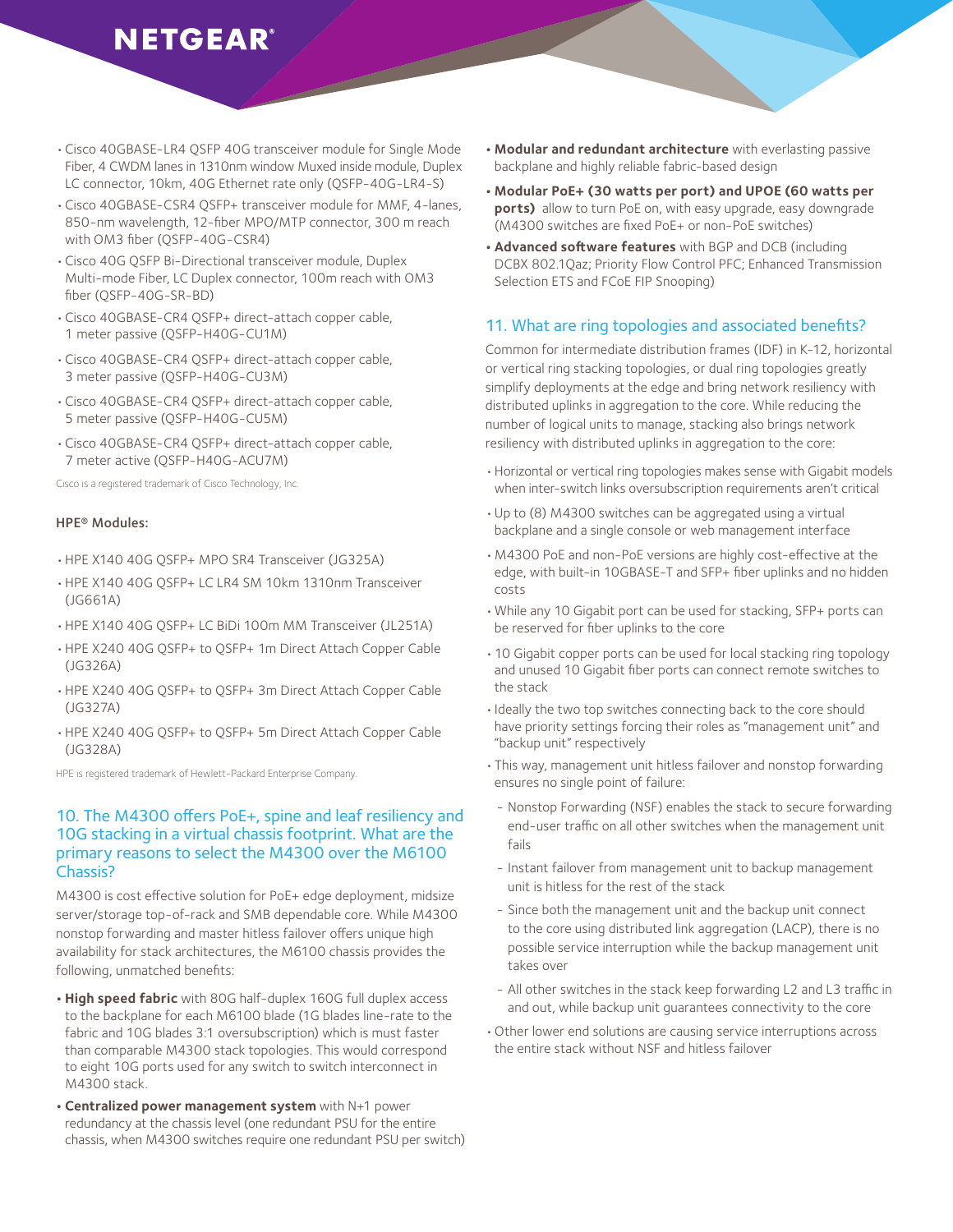- Cisco 40GBASE-LR4 QSFP 40G transceiver module for Single Mode Fiber, 4 CWDM lanes in 1310nm window Muxed inside module, Duplex LC connector, 10km, 40G Ethernet rate only (QSFP-40G-LR4-S)
- Cisco 40GBASE-CSR4 QSFP+ transceiver module for MMF, 4-lanes, 850-nm wavelength, 12-fiber MPO/MTP connector, 300 m reach with OM3 fiber (QSFP-40G-CSR4)
- Cisco 40G QSFP Bi-Directional transceiver module, Duplex Multi-mode Fiber, LC Duplex connector, 100m reach with OM3 fiber (QSFP-40G-SR-BD)
- Cisco 40GBASE-CR4 QSFP+ direct-attach copper cable, 1 meter passive (QSFP-H40G-CU1M)
- Cisco 40GBASE-CR4 QSFP+ direct-attach copper cable, 3 meter passive (QSFP-H40G-CU3M)
- Cisco 40GBASE-CR4 QSFP+ direct-attach copper cable, 5 meter passive (QSFP-H40G-CU5M)
- Cisco 40GBASE-CR4 QSFP+ direct-attach copper cable, 7 meter active (QSFP-H40G-ACU7M)

Cisco is a registered trademark of Cisco Technology, Inc.

**HPE® Modules:**

- HPE X140 40G QSFP+ MPO SR4 Transceiver (JG325A)
- HPE X140 40G QSFP+ LC LR4 SM 10km 1310nm Transceiver (JG661A)
- HPE X140 40G QSFP+ LC BiDi 100m MM Transceiver (JL251A)
- HPE X240 40G QSFP+ to QSFP+ 1m Direct Attach Copper Cable (JG326A)
- HPE X240 40G QSFP+ to QSFP+ 3m Direct Attach Copper Cable (JG327A)
- HPE X240 40G QSFP+ to QSFP+ 5m Direct Attach Copper Cable (JG328A)

HPE is registered trademark of Hewlett-Packard Enterprise Company.

## 10. The M4300 offers PoE+, spine and leaf resiliency and 10G stacking in a virtual chassis footprint. What are the primary reasons to select the M4300 over the M6100 Chassis?

M4300 is cost effective solution for PoE+ edge deployment, midsize server/storage top-of-rack and SMB dependable core. While M4300 nonstop forwarding and master hitless failover offers unique high availability for stack architectures, the M6100 chassis provides the following, unmatched benefits:

- **High speed fabric** with 80G half-duplex 160G full duplex access to the backplane for each M6100 blade (1G blades line-rate to the fabric and 10G blades 3:1 oversubscription) which is must faster than comparable M4300 stack topologies. This would correspond to eight 10G ports used for any switch to switch interconnect in M4300 stack.
- **Centralized power management system** with N+1 power redundancy at the chassis level (one redundant PSU for the entire chassis, when M4300 switches require one redundant PSU per switch)
- **Modular and redundant architecture** with everlasting passive backplane and highly reliable fabric-based design
- **Modular PoE+ (30 watts per port) and UPOE (60 watts per ports)** allow to turn PoE on, with easy upgrade, easy downgrade (M4300 switches are fixed PoE+ or non-PoE switches)
- **Advanced software features** with BGP and DCB (including DCBX 802.1Qaz; Priority Flow Control PFC; Enhanced Transmission Selection ETS and FCoE FIP Snooping)

## 11. What are ring topologies and associated benefits?

Common for intermediate distribution frames (IDF) in K-12, horizontal or vertical ring stacking topologies, or dual ring topologies greatly simplify deployments at the edge and bring network resiliency with distributed uplinks in aggregation to the core. While reducing the number of logical units to manage, stacking also brings network resiliency with distributed uplinks in aggregation to the core:

- Horizontal or vertical ring topologies makes sense with Gigabit models when inter-switch links oversubscription requirements aren't critical
- Up to (8) M4300 switches can be aggregated using a virtual backplane and a single console or web management interface
- M4300 PoE and non-PoE versions are highly cost-effective at the edge, with built-in 10GBASE-T and SFP+ fiber uplinks and no hidden costs
- While any 10 Gigabit port can be used for stacking, SFP+ ports can be reserved for fiber uplinks to the core
- 10 Gigabit copper ports can be used for local stacking ring topology and unused 10 Gigabit fiber ports can connect remote switches to the stack
- Ideally the two top switches connecting back to the core should have priority settings forcing their roles as "management unit" and "backup unit" respectively
- This way, management unit hitless failover and nonstop forwarding ensures no single point of failure:
  - Nonstop Forwarding (NSF) enables the stack to secure forwarding end-user traffic on all other switches when the management unit fails
  - Instant failover from management unit to backup management unit is hitless for the rest of the stack
  - Since both the management unit and the backup unit connect to the core using distributed link aggregation (LACP), there is no possible service interruption while the backup management unit takes over
  - All other switches in the stack keep forwarding L2 and L3 traffic in and out, while backup unit guarantees connectivity to the core
- Other lower end solutions are causing service interruptions across the entire stack without NSF and hitless failover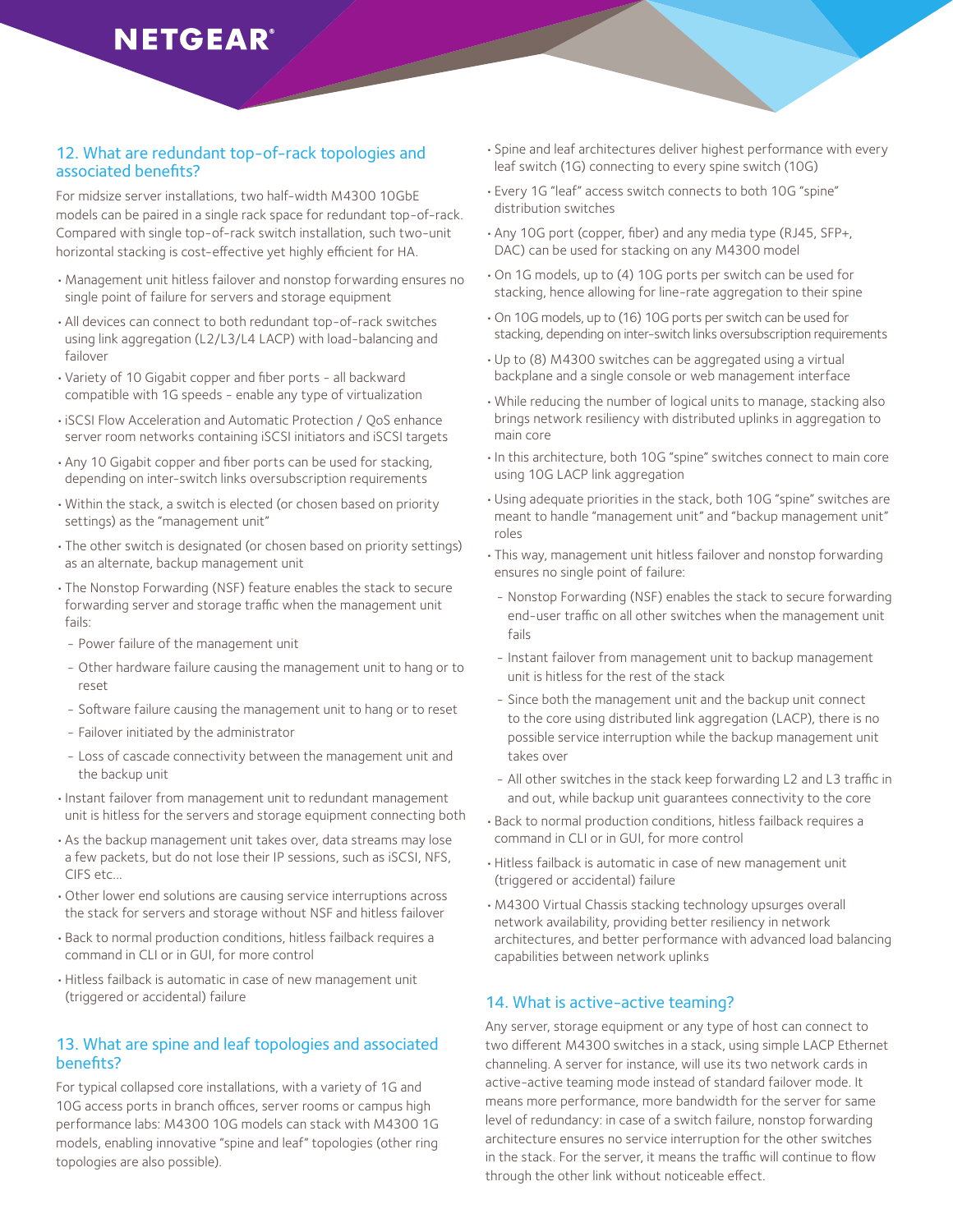## 12. What are redundant top-of-rack topologies and associated benefits?

For midsize server installations, two half-width M4300 10GbE models can be paired in a single rack space for redundant top-of-rack. Compared with single top-of-rack switch installation, such two-unit horizontal stacking is cost-effective yet highly efficient for HA.

- Management unit hitless failover and nonstop forwarding ensures no single point of failure for servers and storage equipment
- All devices can connect to both redundant top-of-rack switches using link aggregation (L2/L3/L4 LACP) with load-balancing and failover
- Variety of 10 Gigabit copper and fiber ports - all backward compatible with 1G speeds - enable any type of virtualization
- iSCSI Flow Acceleration and Automatic Protection / QoS enhance server room networks containing iSCSI initiators and iSCSI targets
- Any 10 Gigabit copper and fiber ports can be used for stacking, depending on inter-switch links oversubscription requirements
- Within the stack, a switch is elected (or chosen based on priority settings) as the "management unit"
- The other switch is designated (or chosen based on priority settings) as an alternate, backup management unit
- The Nonstop Forwarding (NSF) feature enables the stack to secure forwarding server and storage traffic when the management unit fails:
  - Power failure of the management unit
  - Other hardware failure causing the management unit to hang or to reset
  - Software failure causing the management unit to hang or to reset
  - Failover initiated by the administrator
  - Loss of cascade connectivity between the management unit and the backup unit
- Instant failover from management unit to redundant management unit is hitless for the servers and storage equipment connecting both
- As the backup management unit takes over, data streams may lose a few packets, but do not lose their IP sessions, such as iSCSI, NFS, CIFS etc...
- Other lower end solutions are causing service interruptions across the stack for servers and storage without NSF and hitless failover
- Back to normal production conditions, hitless failback requires a command in CLI or in GUI, for more control
- Hitless failback is automatic in case of new management unit (triggered or accidental) failure

## 13. What are spine and leaf topologies and associated benefits?

For typical collapsed core installations, with a variety of 1G and 10G access ports in branch offices, server rooms or campus high performance labs: M4300 10G models can stack with M4300 1G models, enabling innovative "spine and leaf" topologies (other ring topologies are also possible).

- Spine and leaf architectures deliver highest performance with every leaf switch (1G) connecting to every spine switch (10G)
- Every 1G "leaf" access switch connects to both 10G "spine" distribution switches
- Any 10G port (copper, fiber) and any media type (RJ45, SFP+, DAC) can be used for stacking on any M4300 model
- On 1G models, up to (4) 10G ports per switch can be used for stacking, hence allowing for line-rate aggregation to their spine
- On 10G models, up to (16) 10G ports per switch can be used for stacking, depending on inter-switch links oversubscription requirements
- Up to (8) M4300 switches can be aggregated using a virtual backplane and a single console or web management interface
- While reducing the number of logical units to manage, stacking also brings network resiliency with distributed uplinks in aggregation to main core
- In this architecture, both 10G "spine" switches connect to main core using 10G LACP link aggregation
- Using adequate priorities in the stack, both 10G "spine" switches are meant to handle "management unit" and "backup management unit" roles
- This way, management unit hitless failover and nonstop forwarding ensures no single point of failure:
  - Nonstop Forwarding (NSF) enables the stack to secure forwarding end-user traffic on all other switches when the management unit fails
  - Instant failover from management unit to backup management unit is hitless for the rest of the stack
  - Since both the management unit and the backup unit connect to the core using distributed link aggregation (LACP), there is no possible service interruption while the backup management unit takes over
  - All other switches in the stack keep forwarding L2 and L3 traffic in and out, while backup unit guarantees connectivity to the core
- Back to normal production conditions, hitless failback requires a command in CLI or in GUI, for more control
- Hitless failback is automatic in case of new management unit (triggered or accidental) failure
- M4300 Virtual Chassis stacking technology upsurges overall network availability, providing better resiliency in network architectures, and better performance with advanced load balancing capabilities between network uplinks

## 14. What is active-active teaming?

Any server, storage equipment or any type of host can connect to two different M4300 switches in a stack, using simple LACP Ethernet channeling. A server for instance, will use its two network cards in active-active teaming mode instead of standard failover mode. It means more performance, more bandwidth for the server for same level of redundancy: in case of a switch failure, nonstop forwarding architecture ensures no service interruption for the other switches in the stack. For the server, it means the traffic will continue to flow through the other link without noticeable effect.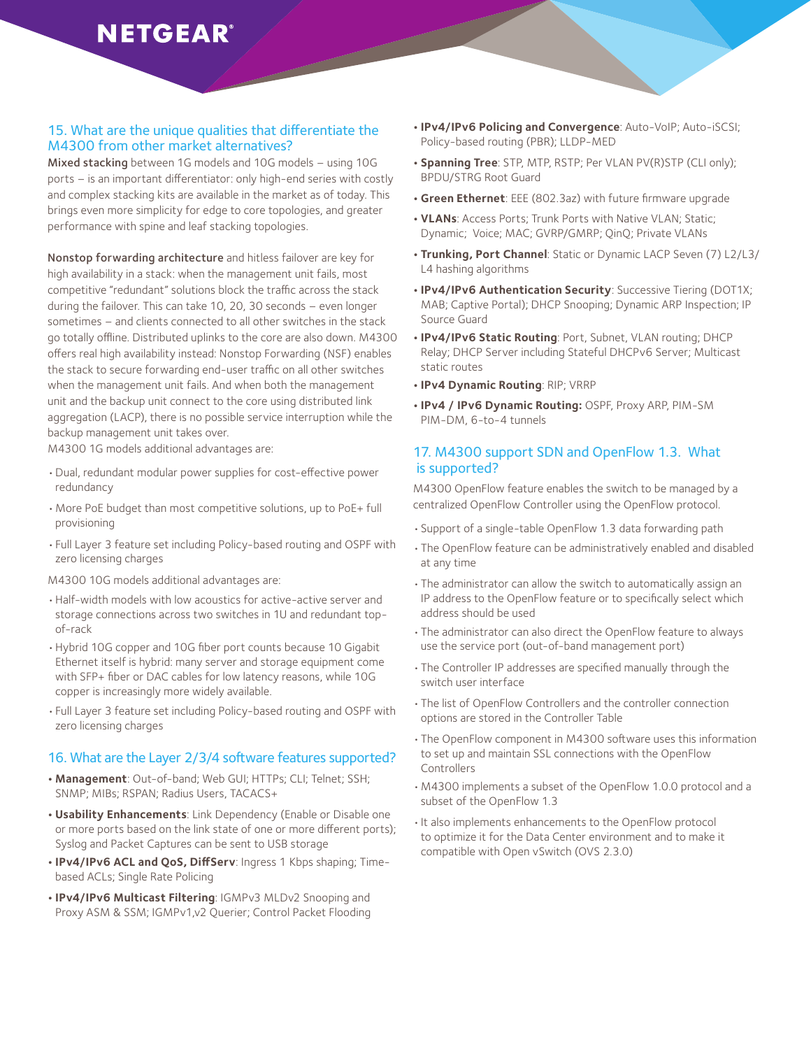## 15. What are the unique qualities that differentiate the M4300 from other market alternatives?

**Mixed stacking** between 1G models and 10G models – using 10G ports – is an important differentiator: only high-end series with costly and complex stacking kits are available in the market as of today. This brings even more simplicity for edge to core topologies, and greater performance with spine and leaf stacking topologies.

**Nonstop forwarding architecture** and hitless failover are key for high availability in a stack: when the management unit fails, most competitive "redundant" solutions block the traffic across the stack during the failover. This can take 10, 20, 30 seconds – even longer sometimes – and clients connected to all other switches in the stack go totally offline. Distributed uplinks to the core are also down. M4300 offers real high availability instead: Nonstop Forwarding (NSF) enables the stack to secure forwarding end-user traffic on all other switches when the management unit fails. And when both the management unit and the backup unit connect to the core using distributed link aggregation (LACP), there is no possible service interruption while the backup management unit takes over.

M4300 1G models additional advantages are:

- Dual, redundant modular power supplies for cost-effective power redundancy
- More PoE budget than most competitive solutions, up to PoE+ full provisioning
- Full Layer 3 feature set including Policy-based routing and OSPF with zero licensing charges

M4300 10G models additional advantages are:

- Half-width models with low acoustics for active-active server and storage connections across two switches in 1U and redundant top-of-rack
- Hybrid 10G copper and 10G fiber port counts because 10 Gigabit Ethernet itself is hybrid: many server and storage equipment come with SFP+ fiber or DAC cables for low latency reasons, while 10G copper is increasingly more widely available.
- Full Layer 3 feature set including Policy-based routing and OSPF with zero licensing charges

## 16. What are the Layer 2/3/4 software features supported?

- **Management**: Out-of-band; Web GUI; HTTPs; CLI; Telnet; SSH; SNMP; MIBs; RSPAN; Radius Users, TACACS+
- **Usability Enhancements**: Link Dependency (Enable or Disable one or more ports based on the link state of one or more different ports); Syslog and Packet Captures can be sent to USB storage
- **IPv4/IPv6 ACL and QoS, DiffServ**: Ingress 1 Kbps shaping; Time-based ACLs; Single Rate Policing
- **IPv4/IPv6 Multicast Filtering**: IGMPv3 MLDv2 Snooping and Proxy ASM & SSM; IGMPv1,v2 Querier; Control Packet Flooding
- **IPv4/IPv6 Policing and Convergence**: Auto-VoIP; Auto-iSCSI; Policy-based routing (PBR); LLDP-MED
- **Spanning Tree**: STP, MTP, RSTP; Per VLAN PV(R)STP (CLI only); BPDU/STRG Root Guard
- **Green Ethernet**: EEE (802.3az) with future firmware upgrade
- **VLANs**: Access Ports; Trunk Ports with Native VLAN; Static; Dynamic; Voice; MAC; GVRP/GMRP; QinQ; Private VLANs
- **Trunking, Port Channel**: Static or Dynamic LACP Seven (7) L2/L3/L4 hashing algorithms
- **IPv4/IPv6 Authentication Security**: Successive Tiering (DOT1X; MAB; Captive Portal); DHCP Snooping; Dynamic ARP Inspection; IP Source Guard
- **IPv4/IPv6 Static Routing**: Port, Subnet, VLAN routing; DHCP Relay; DHCP Server including Stateful DHCPv6 Server; Multicast static routes
- **IPv4 Dynamic Routing**: RIP; VRRP
- **IPv4 / IPv6 Dynamic Routing:** OSPF, Proxy ARP, PIM-SM PIM-DM, 6-to-4 tunnels

## 17. M4300 support SDN and OpenFlow 1.3. What is supported?

M4300 OpenFlow feature enables the switch to be managed by a centralized OpenFlow Controller using the OpenFlow protocol.

- Support of a single-table OpenFlow 1.3 data forwarding path
- The OpenFlow feature can be administratively enabled and disabled at any time
- The administrator can allow the switch to automatically assign an IP address to the OpenFlow feature or to specifically select which address should be used
- The administrator can also direct the OpenFlow feature to always use the service port (out-of-band management port)
- The Controller IP addresses are specified manually through the switch user interface
- The list of OpenFlow Controllers and the controller connection options are stored in the Controller Table
- The OpenFlow component in M4300 software uses this information to set up and maintain SSL connections with the OpenFlow Controllers
- M4300 implements a subset of the OpenFlow 1.0.0 protocol and a subset of the OpenFlow 1.3
- It also implements enhancements to the OpenFlow protocol to optimize it for the Data Center environment and to make it compatible with Open vSwitch (OVS 2.3.0)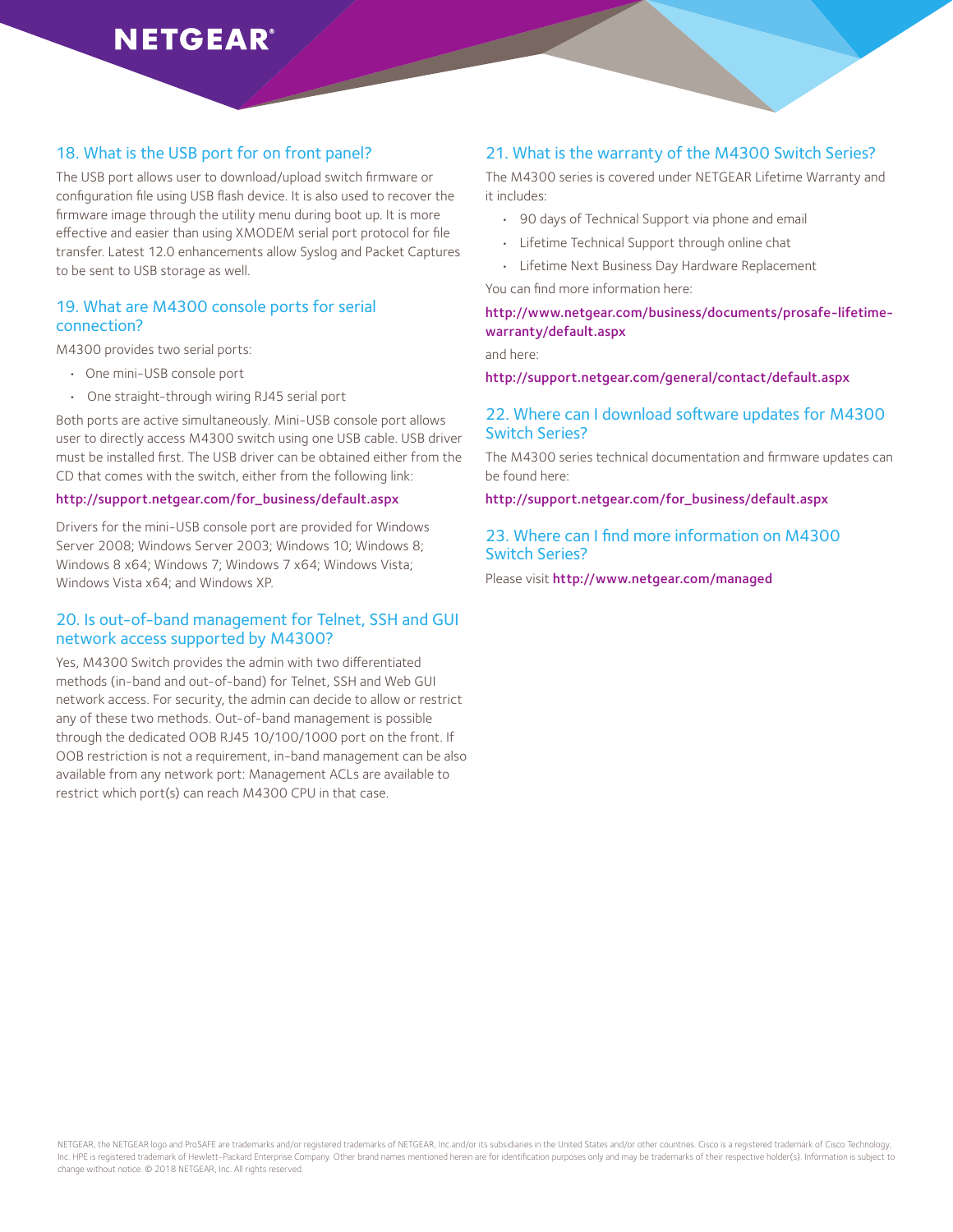### 18. What is the USB port for on front panel?

The USB port allows user to download/upload switch firmware or configuration file using USB flash device. It is also used to recover the firmware image through the utility menu during boot up. It is more effective and easier than using XMODEM serial port protocol for file transfer. Latest 12.0 enhancements allow Syslog and Packet Captures to be sent to USB storage as well.

### 19. What are M4300 console ports for serial connection?

M4300 provides two serial ports:

- One mini-USB console port
- One straight-through wiring RJ45 serial port

Both ports are active simultaneously. Mini-USB console port allows user to directly access M4300 switch using one USB cable. USB driver must be installed first. The USB driver can be obtained either from the CD that comes with the switch, either from the following link:

**http://support.netgear.com/for_business/default.aspx**

Drivers for the mini-USB console port are provided for Windows Server 2008; Windows Server 2003; Windows 10; Windows 8; Windows 8 x64; Windows 7; Windows 7 x64; Windows Vista; Windows Vista x64; and Windows XP.

### 20. Is out-of-band management for Telnet, SSH and GUI network access supported by M4300?

Yes, M4300 Switch provides the admin with two differentiated methods (in-band and out-of-band) for Telnet, SSH and Web GUI network access. For security, the admin can decide to allow or restrict any of these two methods. Out-of-band management is possible through the dedicated OOB RJ45 10/100/1000 port on the front. If OOB restriction is not a requirement, in-band management can be also available from any network port: Management ACLs are available to restrict which port(s) can reach M4300 CPU in that case.

### 21. What is the warranty of the M4300 Switch Series?

The M4300 series is covered under NETGEAR Lifetime Warranty and it includes:

- 90 days of Technical Support via phone and email
- Lifetime Technical Support through online chat
- Lifetime Next Business Day Hardware Replacement

You can find more information here:

**http://www.netgear.com/business/documents/prosafe-lifetime-warranty/default.aspx**

and here:

**http://support.netgear.com/general/contact/default.aspx**

### 22. Where can I download software updates for M4300 Switch Series?

The M4300 series technical documentation and firmware updates can be found here:

**http://support.netgear.com/for_business/default.aspx**

### 23. Where can I find more information on M4300 Switch Series?

Please visit **http://www.netgear.com/managed**

NETGEAR, the NETGEAR logo and ProSAFE are trademarks and/or registered trademarks of NETGEAR, Inc.and/or its subsidiaries in the United States and/or other countries. Cisco is a registered trademark of Cisco Technology, Inc. HPE is registered trademark of Hewlett-Packard Enterprise Company. Other brand names mentioned herein are for identification purposes only and may be trademarks of their respective holder(s). Information is subject to change without notice. © 2018 NETGEAR, Inc. All rights reserved.